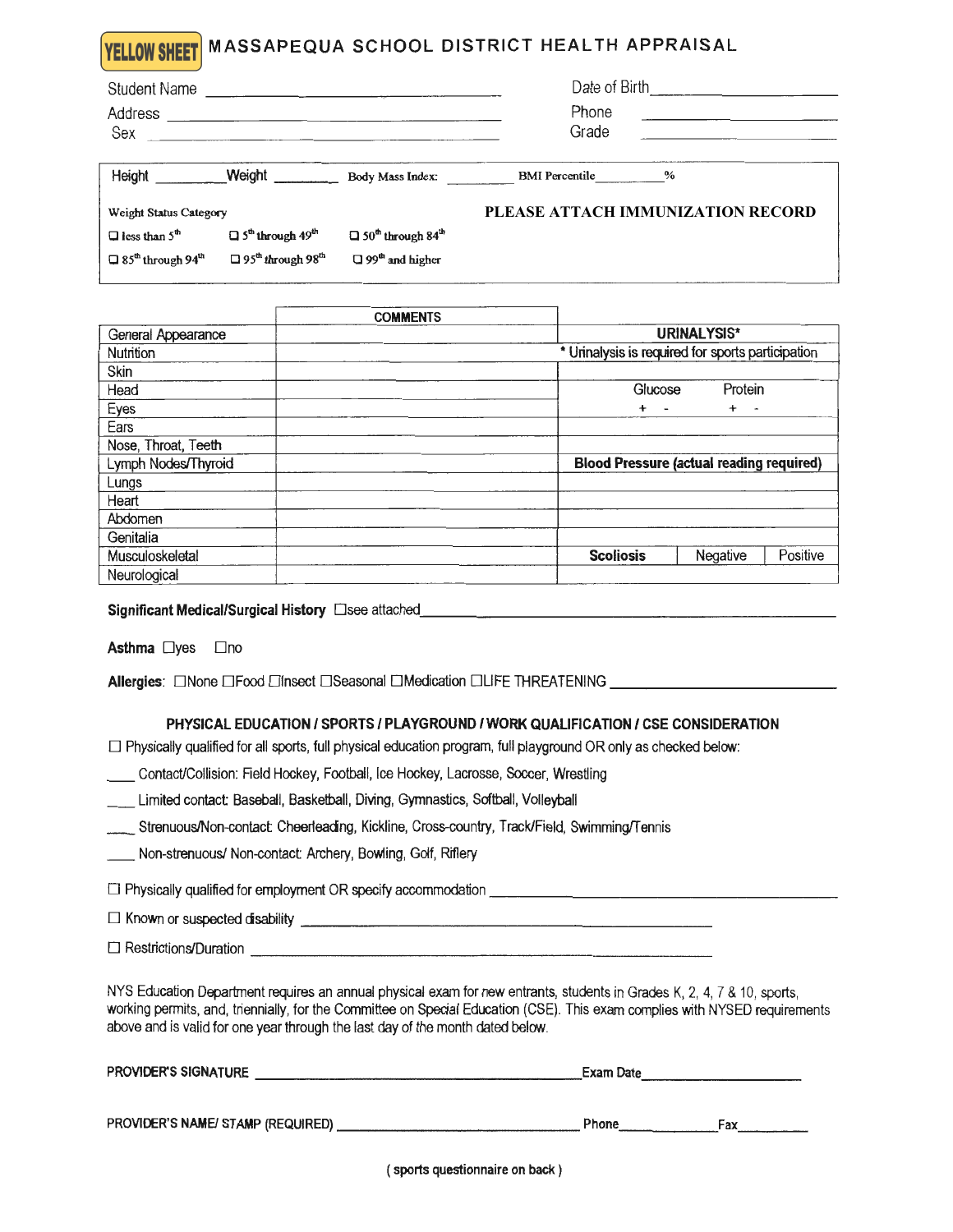# YELLOW SHEET MASSAPEQUA SCHOOL DISTRICT HEALTH APPRAISAL

Student Name ______________________ Date of Birth ______________

Address ______________________ Phone ______________

Sex ______________________ Grade ______________

Height ________ Weight ________ Body Mass Index: ________ BMI Percentile ________ %

Weight Status Category

☐ less than 5th ☐ 5th through 49th ☐ 50th through 84th

☐ 85th through 94th ☐ 95th through 98th ☐ 99th and higher

**PLEASE ATTACH IMMUNIZATION RECORD**

| | COMMENTS |
|---|---|
| General Appearance | |
| Nutrition | |
| Skin | |
| Head | |
| Eyes | |
| Ears | |
| Nose, Throat, Teeth | |
| Lymph Nodes/Thyroid | |
| Lungs | |
| Heart | |
| Abdomen | |
| Genitalia | |
| Musculoskeletal | |
| Neurological | |

| URINALYSIS* | |
|---|---|
| * Urinalysis is required for sports participation | |
| Glucose + - | Protein + - |
| **Blood Pressure (actual reading required)** | |
| | |

| **Scoliosis** | Negative | Positive |
|---|---|---|

**Significant Medical/Surgical History** ☐see attached ______________________

**Asthma** ☐yes ☐no

**Allergies**: ☐None ☐Food ☐Insect ☐Seasonal ☐Medication ☐LIFE THREATENING ______________

## PHYSICAL EDUCATION / SPORTS / PLAYGROUND / WORK QUALIFICATION / CSE CONSIDERATION

☐ Physically qualified for all sports, full physical education program, full playground OR only as checked below:

____ Contact/Collision: Field Hockey, Football, Ice Hockey, Lacrosse, Soccer, Wrestling

____ Limited contact: Baseball, Basketball, Diving, Gymnastics, Softball, Volleyball

____ Strenuous/Non-contact: Cheerleading, Kickline, Cross-country, Track/Field, Swimming/Tennis

____ Non-strenuous/ Non-contact: Archery, Bowling, Golf, Riflery

☐ Physically qualified for employment OR specify accommodation ______________________

☐ Known or suspected disability ______________________

☐ Restrictions/Duration ______________________

NYS Education Department requires an annual physical exam for new entrants, students in Grades K, 2, 4, 7 & 10, sports, working permits, and, triennially, for the Committee on Special Education (CSE). This exam complies with NYSED requirements above and is valid for one year through the last day of the month dated below.

PROVIDER'S SIGNATURE ______________________ Exam Date ______________

PROVIDER'S NAME/ STAMP (REQUIRED) ______________________ Phone ______________ Fax ______________

( sports questionnaire on back )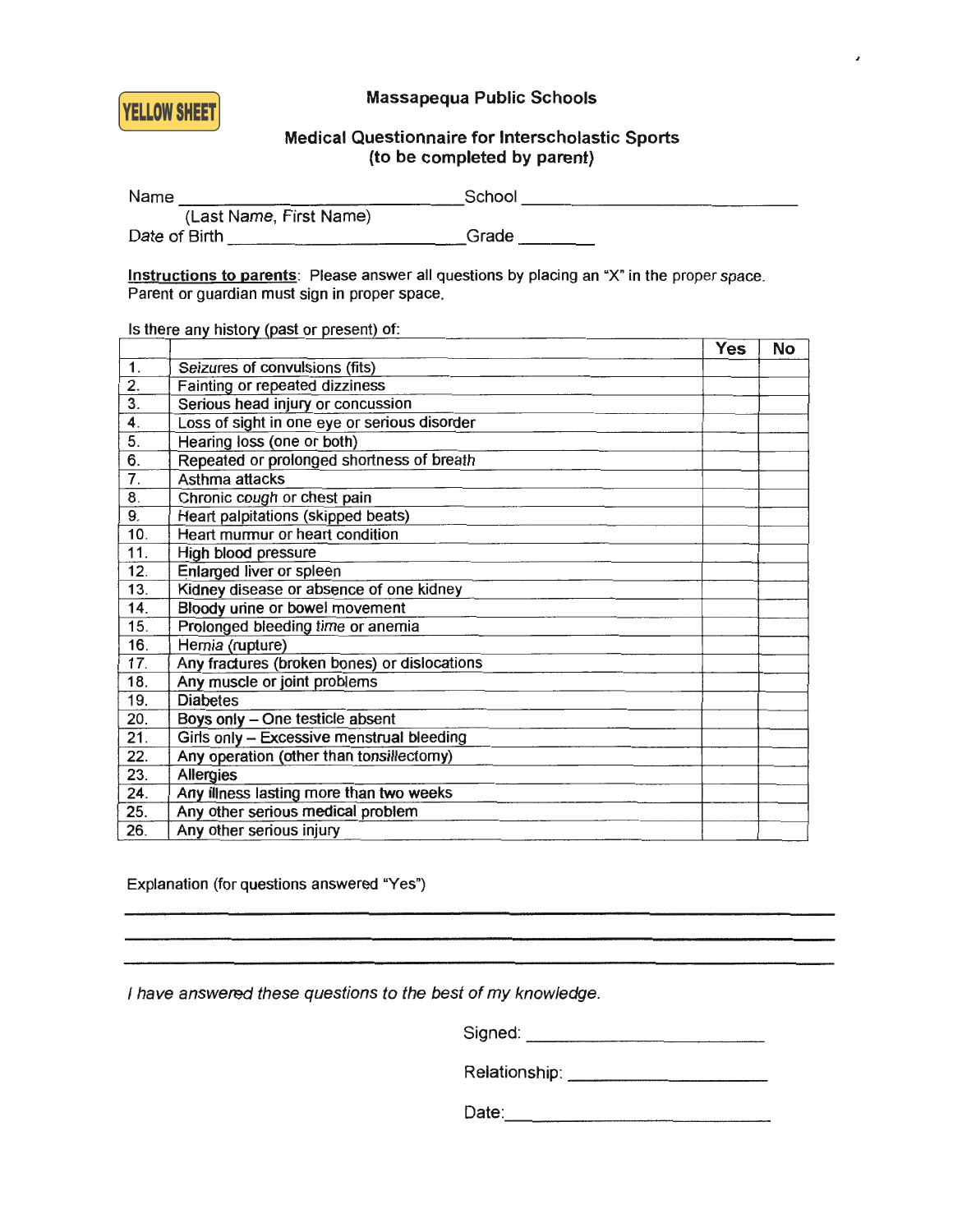YELLOW SHEET

## Massapequa Public Schools

### Medical Questionnaire for Interscholastic Sports (to be completed by parent)

Name ______________________________ School ______________________________
(Last Name, First Name)
Date of Birth ______________________________ Grade ________

**Instructions to parents**: Please answer all questions by placing an "X" in the proper space. Parent or guardian must sign in proper space.

Is there any history (past or present) of:

| | | Yes | No |
|---|---|---|---|
| 1. | Seizures of convulsions (fits) | | |
| 2. | Fainting or repeated dizziness | | |
| 3. | Serious head injury or concussion | | |
| 4. | Loss of sight in one eye or serious disorder | | |
| 5. | Hearing loss (one or both) | | |
| 6. | Repeated or prolonged shortness of breath | | |
| 7. | Asthma attacks | | |
| 8. | Chronic cough or chest pain | | |
| 9. | Heart palpitations (skipped beats) | | |
| 10. | Heart murmur or heart condition | | |
| 11. | High blood pressure | | |
| 12. | Enlarged liver or spleen | | |
| 13. | Kidney disease or absence of one kidney | | |
| 14. | Bloody urine or bowel movement | | |
| 15. | Prolonged bleeding time or anemia | | |
| 16. | Hernia (rupture) | | |
| 17. | Any fractures (broken bones) or dislocations | | |
| 18. | Any muscle or joint problems | | |
| 19. | Diabetes | | |
| 20. | Boys only – One testicle absent | | |
| 21. | Girls only – Excessive menstrual bleeding | | |
| 22. | Any operation (other than tonsillectomy) | | |
| 23. | Allergies | | |
| 24. | Any illness lasting more than two weeks | | |
| 25. | Any other serious medical problem | | |
| 26. | Any other serious injury | | |

Explanation (for questions answered "Yes")

______________________________________________________________________

______________________________________________________________________

______________________________________________________________________

*I have answered these questions to the best of my knowledge.*

Signed: ______________________________

Relationship: ______________________________

Date: ______________________________